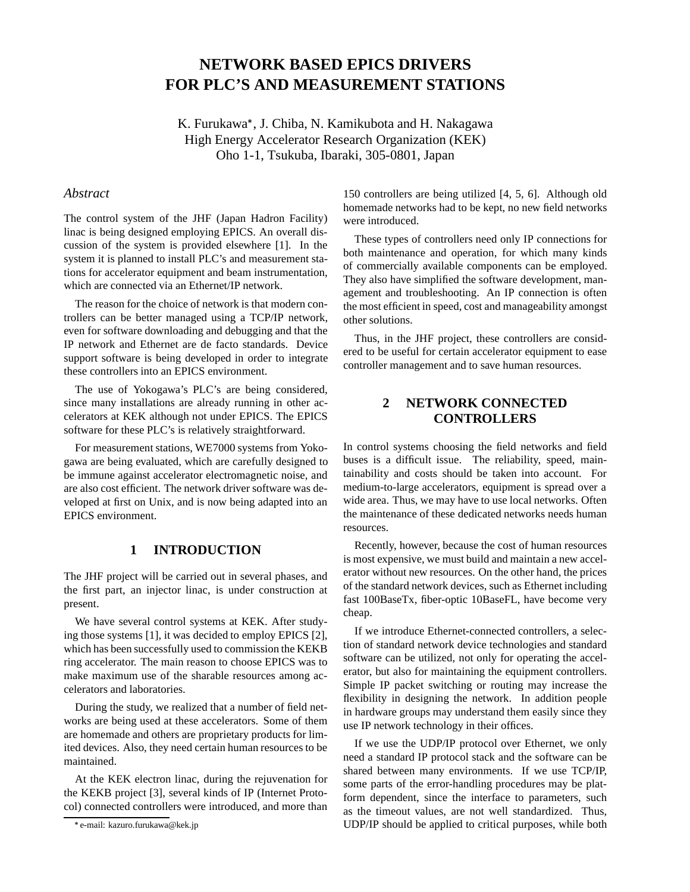# NETWORK BASED EPICS DRIVERS FOR PLC'S AND MEASUREMENT STATIONS

K. Furukawa*, J. Chiba, N. Kamikubota and H. Nakagawa
High Energy Accelerator Research Organization (KEK)
Oho 1-1, Tsukuba, Ibaraki, 305-0801, Japan

## *Abstract*

The control system of the JHF (Japan Hadron Facility) linac is being designed employing EPICS. An overall discussion of the system is provided elsewhere [1]. In the system it is planned to install PLC's and measurement stations for accelerator equipment and beam instrumentation, which are connected via an Ethernet/IP network.

The reason for the choice of network is that modern controllers can be better managed using a TCP/IP network, even for software downloading and debugging and that the IP network and Ethernet are de facto standards. Device support software is being developed in order to integrate these controllers into an EPICS environment.

The use of Yokogawa's PLC's are being considered, since many installations are already running in other accelerators at KEK although not under EPICS. The EPICS software for these PLC's is relatively straightforward.

For measurement stations, WE7000 systems from Yokogawa are being evaluated, which are carefully designed to be immune against accelerator electromagnetic noise, and are also cost efficient. The network driver software was developed at first on Unix, and is now being adapted into an EPICS environment.

## 1 INTRODUCTION

The JHF project will be carried out in several phases, and the first part, an injector linac, is under construction at present.

We have several control systems at KEK. After studying those systems [1], it was decided to employ EPICS [2], which has been successfully used to commission the KEKB ring accelerator. The main reason to choose EPICS was to make maximum use of the sharable resources among accelerators and laboratories.

During the study, we realized that a number of field networks are being used at these accelerators. Some of them are homemade and others are proprietary products for limited devices. Also, they need certain human resources to be maintained.

At the KEK electron linac, during the rejuvenation for the KEKB project [3], several kinds of IP (Internet Protocol) connected controllers were introduced, and more than 150 controllers are being utilized [4, 5, 6]. Although old homemade networks had to be kept, no new field networks were introduced.

These types of controllers need only IP connections for both maintenance and operation, for which many kinds of commercially available components can be employed. They also have simplified the software development, management and troubleshooting. An IP connection is often the most efficient in speed, cost and manageability amongst other solutions.

Thus, in the JHF project, these controllers are considered to be useful for certain accelerator equipment to ease controller management and to save human resources.

## 2 NETWORK CONNECTED CONTROLLERS

In control systems choosing the field networks and field buses is a difficult issue. The reliability, speed, maintainability and costs should be taken into account. For medium-to-large accelerators, equipment is spread over a wide area. Thus, we may have to use local networks. Often the maintenance of these dedicated networks needs human resources.

Recently, however, because the cost of human resources is most expensive, we must build and maintain a new accelerator without new resources. On the other hand, the prices of the standard network devices, such as Ethernet including fast 100BaseTx, fiber-optic 10BaseFL, have become very cheap.

If we introduce Ethernet-connected controllers, a selection of standard network device technologies and standard software can be utilized, not only for operating the accelerator, but also for maintaining the equipment controllers. Simple IP packet switching or routing may increase the flexibility in designing the network. In addition people in hardware groups may understand them easily since they use IP network technology in their offices.

If we use the UDP/IP protocol over Ethernet, we only need a standard IP protocol stack and the software can be shared between many environments. If we use TCP/IP, some parts of the error-handling procedures may be platform dependent, since the interface to parameters, such as the timeout values, are not well standardized. Thus, UDP/IP should be applied to critical purposes, while both

* e-mail: kazuro.furukawa@kek.jp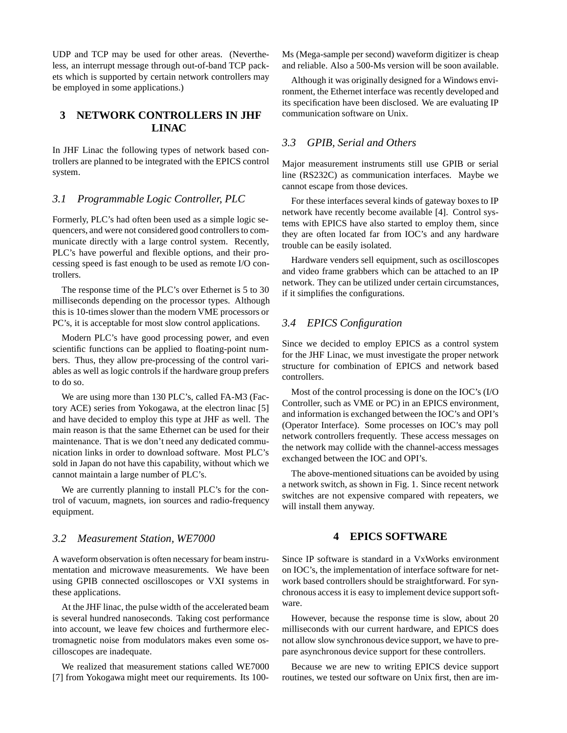UDP and TCP may be used for other areas. (Nevertheless, an interrupt message through out-of-band TCP packets which is supported by certain network controllers may be employed in some applications.)

## 3 NETWORK CONTROLLERS IN JHF LINAC

In JHF Linac the following types of network based controllers are planned to be integrated with the EPICS control system.

### *3.1 Programmable Logic Controller, PLC*

Formerly, PLC's had often been used as a simple logic sequencers, and were not considered good controllers to communicate directly with a large control system. Recently, PLC's have powerful and flexible options, and their processing speed is fast enough to be used as remote I/O controllers.

The response time of the PLC's over Ethernet is 5 to 30 milliseconds depending on the processor types. Although this is 10-times slower than the modern VME processors or PC's, it is acceptable for most slow control applications.

Modern PLC's have good processing power, and even scientific functions can be applied to floating-point numbers. Thus, they allow pre-processing of the control variables as well as logic controls if the hardware group prefers to do so.

We are using more than 130 PLC's, called FA-M3 (Factory ACE) series from Yokogawa, at the electron linac [5] and have decided to employ this type at JHF as well. The main reason is that the same Ethernet can be used for their maintenance. That is we don't need any dedicated communication links in order to download software. Most PLC's sold in Japan do not have this capability, without which we cannot maintain a large number of PLC's.

We are currently planning to install PLC's for the control of vacuum, magnets, ion sources and radio-frequency equipment.

### *3.2 Measurement Station, WE7000*

A waveform observation is often necessary for beam instrumentation and microwave measurements. We have been using GPIB connected oscilloscopes or VXI systems in these applications.

At the JHF linac, the pulse width of the accelerated beam is several hundred nanoseconds. Taking cost performance into account, we leave few choices and furthermore electromagnetic noise from modulators makes even some oscilloscopes are inadequate.

We realized that measurement stations called WE7000 [7] from Yokogawa might meet our requirements. Its 100-Ms (Mega-sample per second) waveform digitizer is cheap and reliable. Also a 500-Ms version will be soon available.

Although it was originally designed for a Windows environment, the Ethernet interface was recently developed and its specification have been disclosed. We are evaluating IP communication software on Unix.

### *3.3 GPIB, Serial and Others*

Major measurement instruments still use GPIB or serial line (RS232C) as communication interfaces. Maybe we cannot escape from those devices.

For these interfaces several kinds of gateway boxes to IP network have recently become available [4]. Control systems with EPICS have also started to employ them, since they are often located far from IOC's and any hardware trouble can be easily isolated.

Hardware venders sell equipment, such as oscilloscopes and video frame grabbers which can be attached to an IP network. They can be utilized under certain circumstances, if it simplifies the configurations.

### *3.4 EPICS Configuration*

Since we decided to employ EPICS as a control system for the JHF Linac, we must investigate the proper network structure for combination of EPICS and network based controllers.

Most of the control processing is done on the IOC's (I/O Controller, such as VME or PC) in an EPICS environment, and information is exchanged between the IOC's and OPI's (Operator Interface). Some processes on IOC's may poll network controllers frequently. These access messages on the network may collide with the channel-access messages exchanged between the IOC and OPI's.

The above-mentioned situations can be avoided by using a network switch, as shown in Fig. 1. Since recent network switches are not expensive compared with repeaters, we will install them anyway.

## 4 EPICS SOFTWARE

Since IP software is standard in a VxWorks environment on IOC's, the implementation of interface software for network based controllers should be straightforward. For synchronous access it is easy to implement device support software.

However, because the response time is slow, about 20 milliseconds with our current hardware, and EPICS does not allow slow synchronous device support, we have to prepare asynchronous device support for these controllers.

Because we are new to writing EPICS device support routines, we tested our software on Unix first, then are im-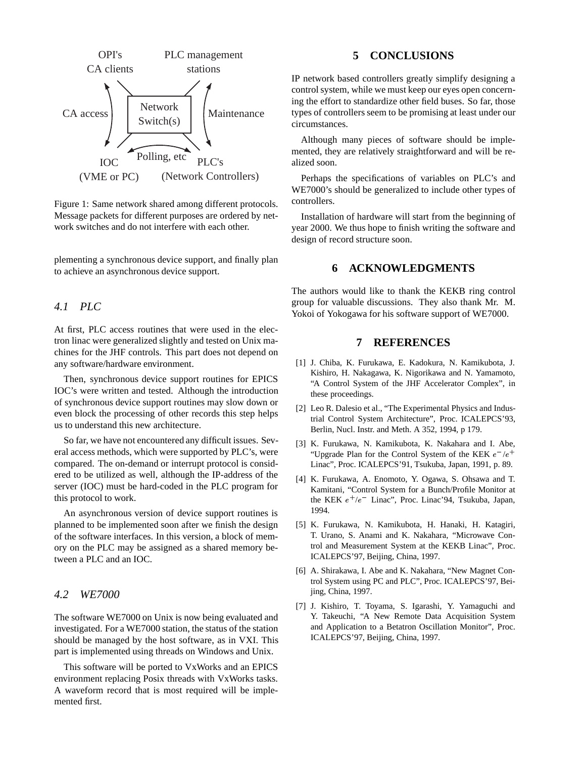OPI's
CA clients

PLC management
stations

CA access

Network
Switch(s)

Maintenance

Polling, etc

IOC
(VME or PC)

PLC's
(Network Controllers)

Figure 1: Same network shared among different protocols. Message packets for different purposes are ordered by network switches and do not interfere with each other.

plementing a synchronous device support, and finally plan to achieve an asynchronous device support.

### *4.1 PLC*

At first, PLC access routines that were used in the electron linac were generalized slightly and tested on Unix machines for the JHF controls. This part does not depend on any software/hardware environment.

Then, synchronous device support routines for EPICS IOC's were written and tested. Although the introduction of synchronous device support routines may slow down or even block the processing of other records this step helps us to understand this new architecture.

So far, we have not encountered any difficult issues. Several access methods, which were supported by PLC's, were compared. The on-demand or interrupt protocol is considered to be utilized as well, although the IP-address of the server (IOC) must be hard-coded in the PLC program for this protocol to work.

An asynchronous version of device support routines is planned to be implemented soon after we finish the design of the software interfaces. In this version, a block of memory on the PLC may be assigned as a shared memory between a PLC and an IOC.

### *4.2 WE7000*

The software WE7000 on Unix is now being evaluated and investigated. For a WE7000 station, the status of the station should be managed by the host software, as in VXI. This part is implemented using threads on Windows and Unix.

This software will be ported to VxWorks and an EPICS environment replacing Posix threads with VxWorks tasks. A waveform record that is most required will be implemented first.

## 5 CONCLUSIONS

IP network based controllers greatly simplify designing a control system, while we must keep our eyes open concerning the effort to standardize other field buses. So far, those types of controllers seem to be promising at least under our circumstances.

Although many pieces of software should be implemented, they are relatively straightforward and will be realized soon.

Perhaps the specifications of variables on PLC's and WE7000's should be generalized to include other types of controllers.

Installation of hardware will start from the beginning of year 2000. We thus hope to finish writing the software and design of record structure soon.

## 6 ACKNOWLEDGMENTS

The authors would like to thank the KEKB ring control group for valuable discussions. They also thank Mr. M. Yokoi of Yokogawa for his software support of WE7000.

## 7 REFERENCES

[1] J. Chiba, K. Furukawa, E. Kadokura, N. Kamikubota, J. Kishiro, H. Nakagawa, K. Nigorikawa and N. Yamamoto, "A Control System of the JHF Accelerator Complex", in these proceedings.

[2] Leo R. Dalesio et al., "The Experimental Physics and Industrial Control System Architecture", Proc. ICALEPCS'93, Berlin, Nucl. Instr. and Meth. A 352, 1994, p 179.

[3] K. Furukawa, N. Kamikubota, K. Nakahara and I. Abe, "Upgrade Plan for the Control System of the KEK $e^-/e^+$ Linac", Proc. ICALEPCS'91, Tsukuba, Japan, 1991, p. 89.

[4] K. Furukawa, A. Enomoto, Y. Ogawa, S. Ohsawa and T. Kamitani, "Control System for a Bunch/Profile Monitor at the KEK $e^+/e^-$ Linac", Proc. Linac'94, Tsukuba, Japan, 1994.

[5] K. Furukawa, N. Kamikubota, H. Hanaki, H. Katagiri, T. Urano, S. Anami and K. Nakahara, "Microwave Control and Measurement System at the KEKB Linac", Proc. ICALEPCS'97, Beijing, China, 1997.

[6] A. Shirakawa, I. Abe and K. Nakahara, "New Magnet Control System using PC and PLC", Proc. ICALEPCS'97, Beijing, China, 1997.

[7] J. Kishiro, T. Toyama, S. Igarashi, Y. Yamaguchi and Y. Takeuchi, "A New Remote Data Acquisition System and Application to a Betatron Oscillation Monitor", Proc. ICALEPCS'97, Beijing, China, 1997.